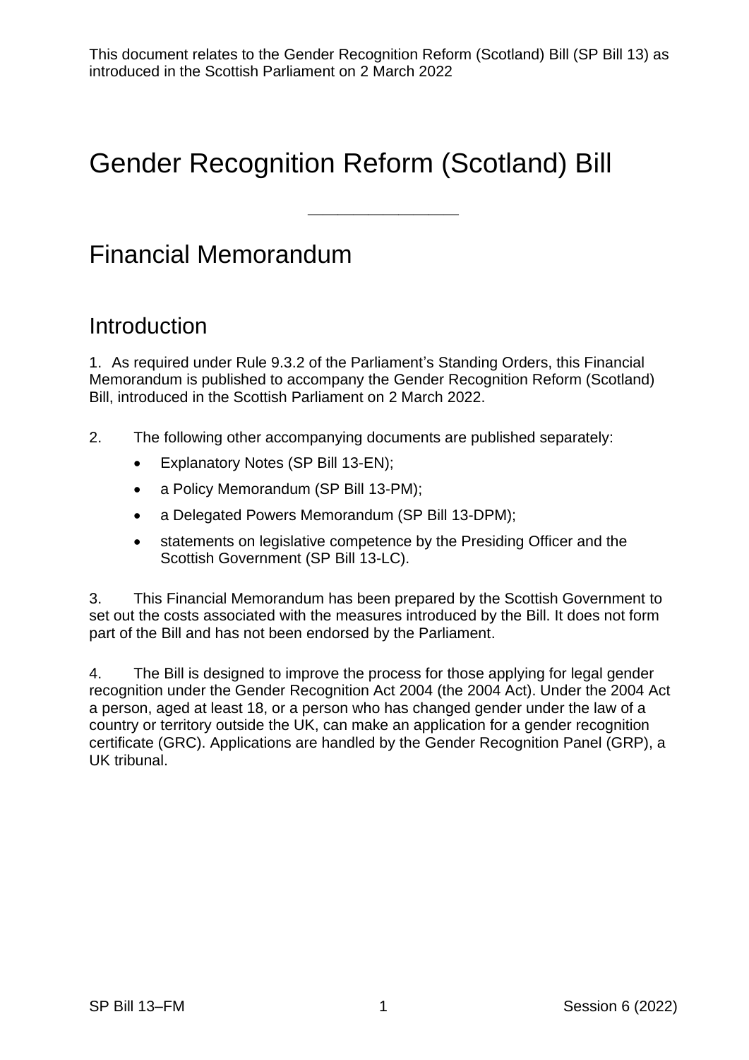This document relates to the Gender Recognition Reform (Scotland) Bill (SP Bill 13) as introduced in the Scottish Parliament on 2 March 2022

# Gender Recognition Reform (Scotland) Bill

---

## Financial Memorandum

### Introduction

1. As required under Rule 9.3.2 of the Parliament's Standing Orders, this Financial Memorandum is published to accompany the Gender Recognition Reform (Scotland) Bill, introduced in the Scottish Parliament on 2 March 2022.

2. The following other accompanying documents are published separately:

- Explanatory Notes (SP Bill 13-EN);
- a Policy Memorandum (SP Bill 13-PM);
- a Delegated Powers Memorandum (SP Bill 13-DPM);
- statements on legislative competence by the Presiding Officer and the Scottish Government (SP Bill 13-LC).

3. This Financial Memorandum has been prepared by the Scottish Government to set out the costs associated with the measures introduced by the Bill. It does not form part of the Bill and has not been endorsed by the Parliament.

4. The Bill is designed to improve the process for those applying for legal gender recognition under the Gender Recognition Act 2004 (the 2004 Act). Under the 2004 Act a person, aged at least 18, or a person who has changed gender under the law of a country or territory outside the UK, can make an application for a gender recognition certificate (GRC). Applications are handled by the Gender Recognition Panel (GRP), a UK tribunal.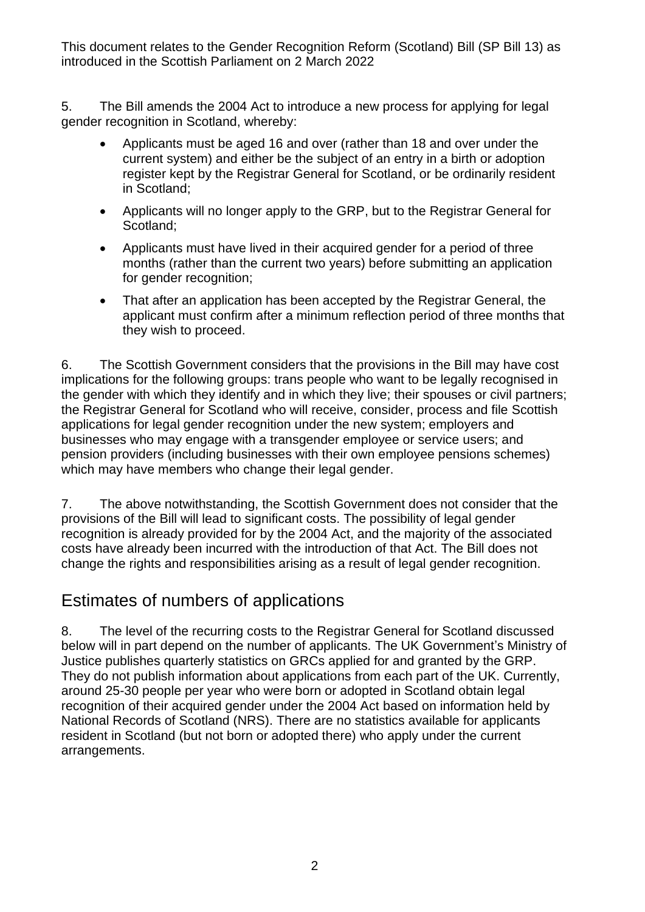5. The Bill amends the 2004 Act to introduce a new process for applying for legal gender recognition in Scotland, whereby:

- Applicants must be aged 16 and over (rather than 18 and over under the current system) and either be the subject of an entry in a birth or adoption register kept by the Registrar General for Scotland, or be ordinarily resident in Scotland;
- Applicants will no longer apply to the GRP, but to the Registrar General for Scotland;
- Applicants must have lived in their acquired gender for a period of three months (rather than the current two years) before submitting an application for gender recognition;
- That after an application has been accepted by the Registrar General, the applicant must confirm after a minimum reflection period of three months that they wish to proceed.

6. The Scottish Government considers that the provisions in the Bill may have cost implications for the following groups: trans people who want to be legally recognised in the gender with which they identify and in which they live; their spouses or civil partners; the Registrar General for Scotland who will receive, consider, process and file Scottish applications for legal gender recognition under the new system; employers and businesses who may engage with a transgender employee or service users; and pension providers (including businesses with their own employee pensions schemes) which may have members who change their legal gender.

7. The above notwithstanding, the Scottish Government does not consider that the provisions of the Bill will lead to significant costs. The possibility of legal gender recognition is already provided for by the 2004 Act, and the majority of the associated costs have already been incurred with the introduction of that Act. The Bill does not change the rights and responsibilities arising as a result of legal gender recognition.

## Estimates of numbers of applications

8. The level of the recurring costs to the Registrar General for Scotland discussed below will in part depend on the number of applicants. The UK Government's Ministry of Justice publishes quarterly statistics on GRCs applied for and granted by the GRP. They do not publish information about applications from each part of the UK. Currently, around 25-30 people per year who were born or adopted in Scotland obtain legal recognition of their acquired gender under the 2004 Act based on information held by National Records of Scotland (NRS). There are no statistics available for applicants resident in Scotland (but not born or adopted there) who apply under the current arrangements.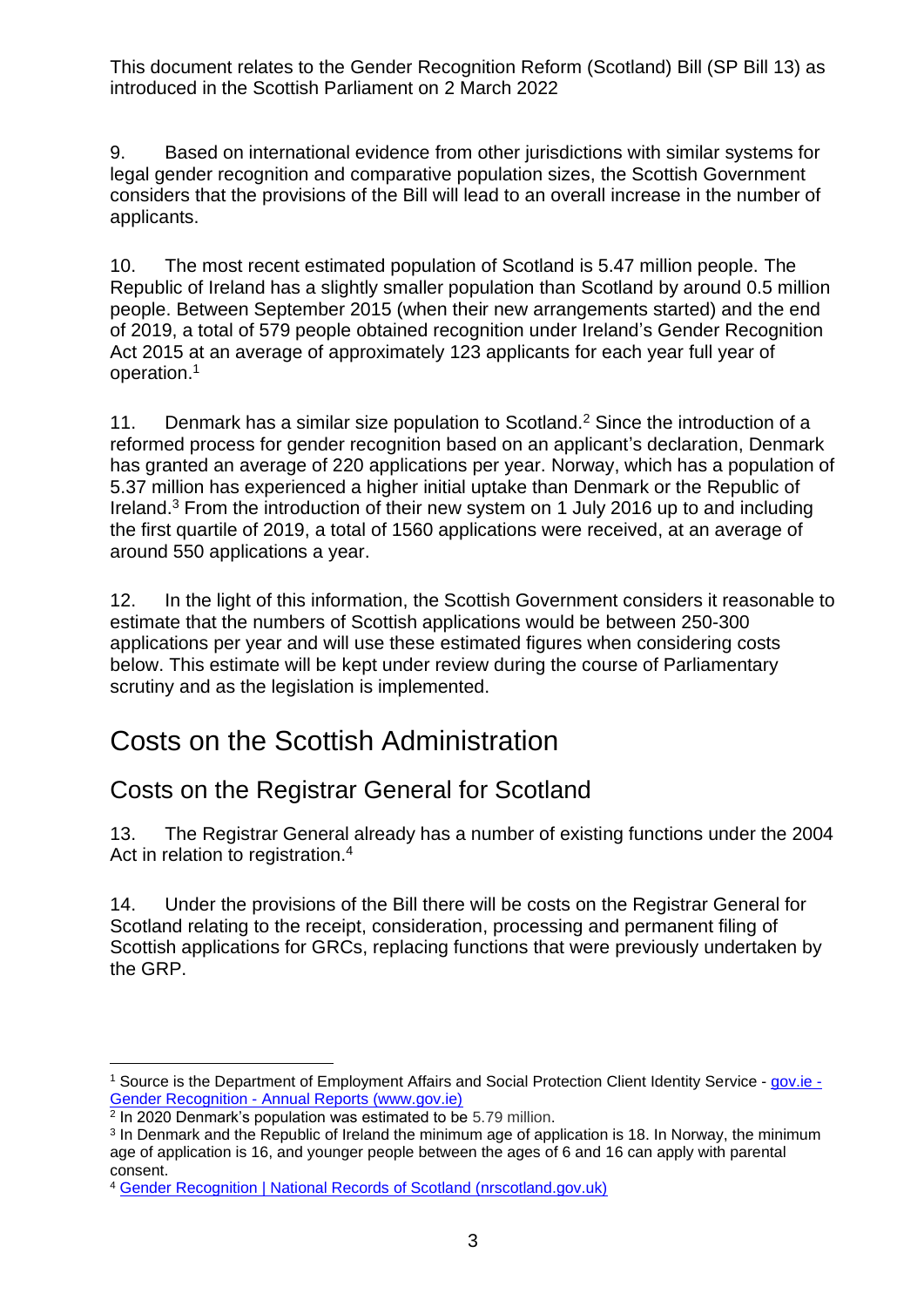This document relates to the Gender Recognition Reform (Scotland) Bill (SP Bill 13) as introduced in the Scottish Parliament on 2 March 2022

9. Based on international evidence from other jurisdictions with similar systems for legal gender recognition and comparative population sizes, the Scottish Government considers that the provisions of the Bill will lead to an overall increase in the number of applicants.

10. The most recent estimated population of Scotland is 5.47 million people. The Republic of Ireland has a slightly smaller population than Scotland by around 0.5 million people. Between September 2015 (when their new arrangements started) and the end of 2019, a total of 579 people obtained recognition under Ireland's Gender Recognition Act 2015 at an average of approximately 123 applicants for each year full year of operation.[1]

11. Denmark has a similar size population to Scotland.[2] Since the introduction of a reformed process for gender recognition based on an applicant's declaration, Denmark has granted an average of 220 applications per year. Norway, which has a population of 5.37 million has experienced a higher initial uptake than Denmark or the Republic of Ireland.[3] From the introduction of their new system on 1 July 2016 up to and including the first quartile of 2019, a total of 1560 applications were received, at an average of around 550 applications a year.

12. In the light of this information, the Scottish Government considers it reasonable to estimate that the numbers of Scottish applications would be between 250-300 applications per year and will use these estimated figures when considering costs below. This estimate will be kept under review during the course of Parliamentary scrutiny and as the legislation is implemented.

# Costs on the Scottish Administration

## Costs on the Registrar General for Scotland

13. The Registrar General already has a number of existing functions under the 2004 Act in relation to registration.[4]

14. Under the provisions of the Bill there will be costs on the Registrar General for Scotland relating to the receipt, consideration, processing and permanent filing of Scottish applications for GRCs, replacing functions that were previously undertaken by the GRP.

---

[1] Source is the Department of Employment Affairs and Social Protection Client Identity Service - gov.ie - Gender Recognition - Annual Reports (www.gov.ie)

[2] In 2020 Denmark's population was estimated to be 5.79 million.

[3] In Denmark and the Republic of Ireland the minimum age of application is 18. In Norway, the minimum age of application is 16, and younger people between the ages of 6 and 16 can apply with parental consent.

[4] Gender Recognition | National Records of Scotland (nrscotland.gov.uk)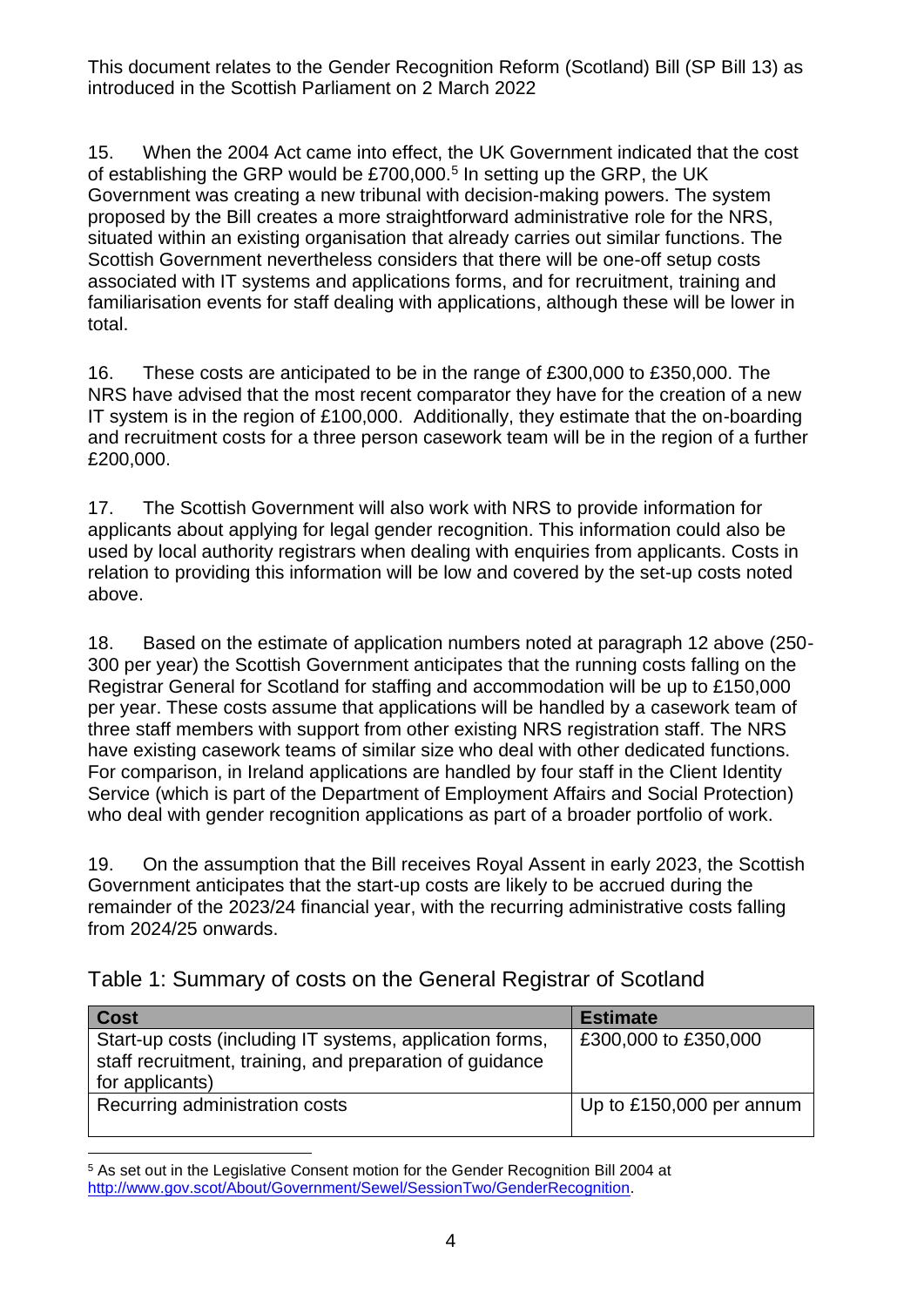This document relates to the Gender Recognition Reform (Scotland) Bill (SP Bill 13) as introduced in the Scottish Parliament on 2 March 2022

15. When the 2004 Act came into effect, the UK Government indicated that the cost of establishing the GRP would be £700,000.[5] In setting up the GRP, the UK Government was creating a new tribunal with decision-making powers. The system proposed by the Bill creates a more straightforward administrative role for the NRS, situated within an existing organisation that already carries out similar functions. The Scottish Government nevertheless considers that there will be one-off setup costs associated with IT systems and applications forms, and for recruitment, training and familiarisation events for staff dealing with applications, although these will be lower in total.

16. These costs are anticipated to be in the range of £300,000 to £350,000. The NRS have advised that the most recent comparator they have for the creation of a new IT system is in the region of £100,000. Additionally, they estimate that the on-boarding and recruitment costs for a three person casework team will be in the region of a further £200,000.

17. The Scottish Government will also work with NRS to provide information for applicants about applying for legal gender recognition. This information could also be used by local authority registrars when dealing with enquiries from applicants. Costs in relation to providing this information will be low and covered by the set-up costs noted above.

18. Based on the estimate of application numbers noted at paragraph 12 above (250-300 per year) the Scottish Government anticipates that the running costs falling on the Registrar General for Scotland for staffing and accommodation will be up to £150,000 per year. These costs assume that applications will be handled by a casework team of three staff members with support from other existing NRS registration staff. The NRS have existing casework teams of similar size who deal with other dedicated functions. For comparison, in Ireland applications are handled by four staff in the Client Identity Service (which is part of the Department of Employment Affairs and Social Protection) who deal with gender recognition applications as part of a broader portfolio of work.

19. On the assumption that the Bill receives Royal Assent in early 2023, the Scottish Government anticipates that the start-up costs are likely to be accrued during the remainder of the 2023/24 financial year, with the recurring administrative costs falling from 2024/25 onwards.

## Table 1: Summary of costs on the General Registrar of Scotland

| Cost | Estimate |
| --- | --- |
| Start-up costs (including IT systems, application forms, staff recruitment, training, and preparation of guidance for applicants) | £300,000 to £350,000 |
| Recurring administration costs | Up to £150,000 per annum |

[5] As set out in the Legislative Consent motion for the Gender Recognition Bill 2004 at http://www.gov.scot/About/Government/Sewel/SessionTwo/GenderRecognition.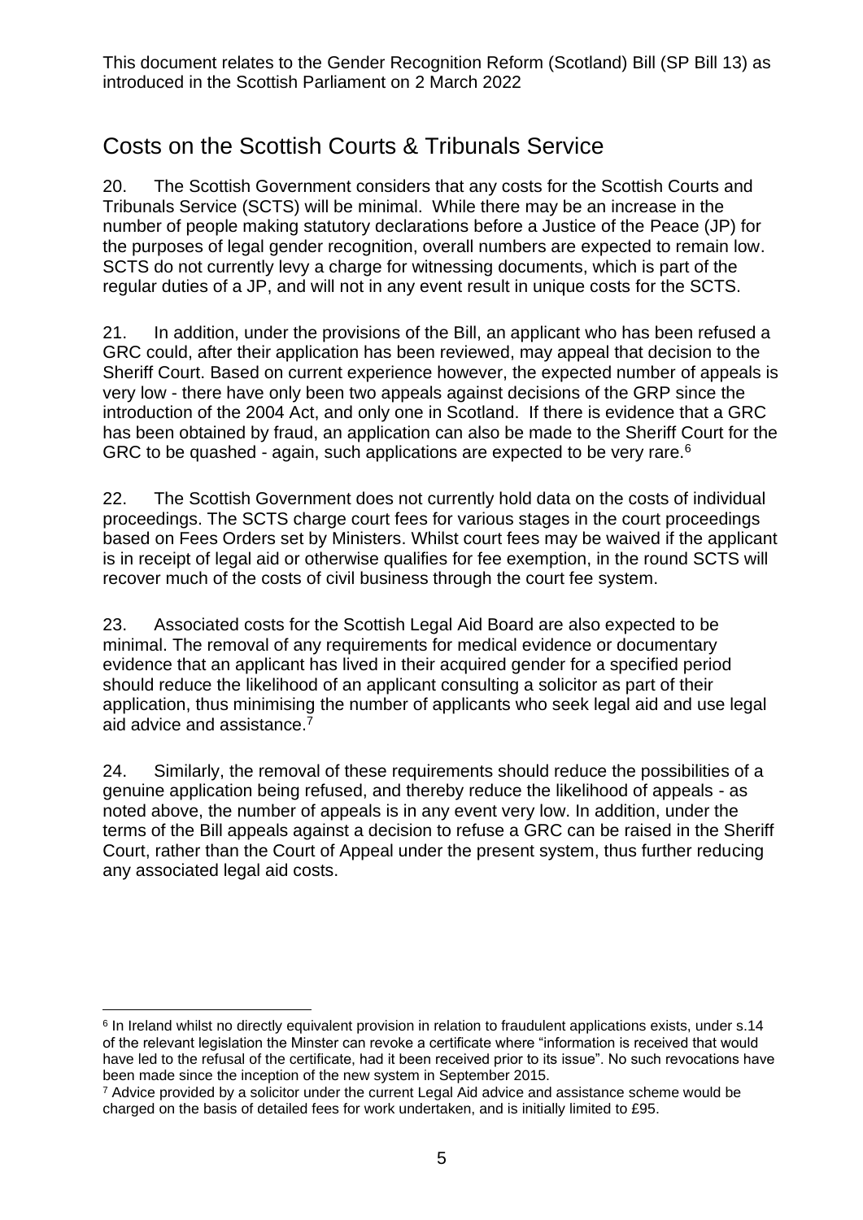## Costs on the Scottish Courts & Tribunals Service

20. The Scottish Government considers that any costs for the Scottish Courts and Tribunals Service (SCTS) will be minimal. While there may be an increase in the number of people making statutory declarations before a Justice of the Peace (JP) for the purposes of legal gender recognition, overall numbers are expected to remain low. SCTS do not currently levy a charge for witnessing documents, which is part of the regular duties of a JP, and will not in any event result in unique costs for the SCTS.

21. In addition, under the provisions of the Bill, an applicant who has been refused a GRC could, after their application has been reviewed, may appeal that decision to the Sheriff Court. Based on current experience however, the expected number of appeals is very low - there have only been two appeals against decisions of the GRP since the introduction of the 2004 Act, and only one in Scotland. If there is evidence that a GRC has been obtained by fraud, an application can also be made to the Sheriff Court for the GRC to be quashed - again, such applications are expected to be very rare.[6]

22. The Scottish Government does not currently hold data on the costs of individual proceedings. The SCTS charge court fees for various stages in the court proceedings based on Fees Orders set by Ministers. Whilst court fees may be waived if the applicant is in receipt of legal aid or otherwise qualifies for fee exemption, in the round SCTS will recover much of the costs of civil business through the court fee system.

23. Associated costs for the Scottish Legal Aid Board are also expected to be minimal. The removal of any requirements for medical evidence or documentary evidence that an applicant has lived in their acquired gender for a specified period should reduce the likelihood of an applicant consulting a solicitor as part of their application, thus minimising the number of applicants who seek legal aid and use legal aid advice and assistance.[7]

24. Similarly, the removal of these requirements should reduce the possibilities of a genuine application being refused, and thereby reduce the likelihood of appeals - as noted above, the number of appeals is in any event very low. In addition, under the terms of the Bill appeals against a decision to refuse a GRC can be raised in the Sheriff Court, rather than the Court of Appeal under the present system, thus further reducing any associated legal aid costs.

---

[6] In Ireland whilst no directly equivalent provision in relation to fraudulent applications exists, under s.14 of the relevant legislation the Minster can revoke a certificate where "information is received that would have led to the refusal of the certificate, had it been received prior to its issue". No such revocations have been made since the inception of the new system in September 2015.

[7] Advice provided by a solicitor under the current Legal Aid advice and assistance scheme would be charged on the basis of detailed fees for work undertaken, and is initially limited to £95.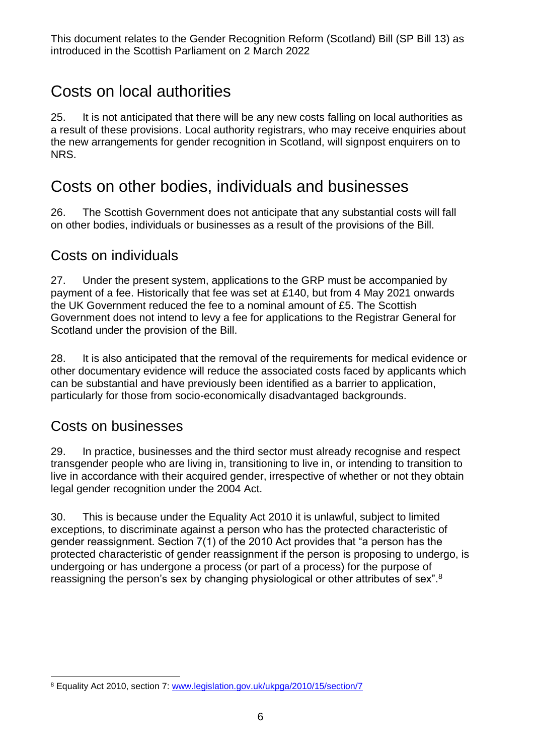# Costs on local authorities

25. It is not anticipated that there will be any new costs falling on local authorities as a result of these provisions. Local authority registrars, who may receive enquiries about the new arrangements for gender recognition in Scotland, will signpost enquirers on to NRS.

# Costs on other bodies, individuals and businesses

26. The Scottish Government does not anticipate that any substantial costs will fall on other bodies, individuals or businesses as a result of the provisions of the Bill.

## Costs on individuals

27. Under the present system, applications to the GRP must be accompanied by payment of a fee. Historically that fee was set at £140, but from 4 May 2021 onwards the UK Government reduced the fee to a nominal amount of £5. The Scottish Government does not intend to levy a fee for applications to the Registrar General for Scotland under the provision of the Bill.

28. It is also anticipated that the removal of the requirements for medical evidence or other documentary evidence will reduce the associated costs faced by applicants which can be substantial and have previously been identified as a barrier to application, particularly for those from socio-economically disadvantaged backgrounds.

## Costs on businesses

29. In practice, businesses and the third sector must already recognise and respect transgender people who are living in, transitioning to live in, or intending to transition to live in accordance with their acquired gender, irrespective of whether or not they obtain legal gender recognition under the 2004 Act.

30. This is because under the Equality Act 2010 it is unlawful, subject to limited exceptions, to discriminate against a person who has the protected characteristic of gender reassignment. Section 7(1) of the 2010 Act provides that "a person has the protected characteristic of gender reassignment if the person is proposing to undergo, is undergoing or has undergone a process (or part of a process) for the purpose of reassigning the person's sex by changing physiological or other attributes of sex".[8]

---

[8] Equality Act 2010, section 7: www.legislation.gov.uk/ukpga/2010/15/section/7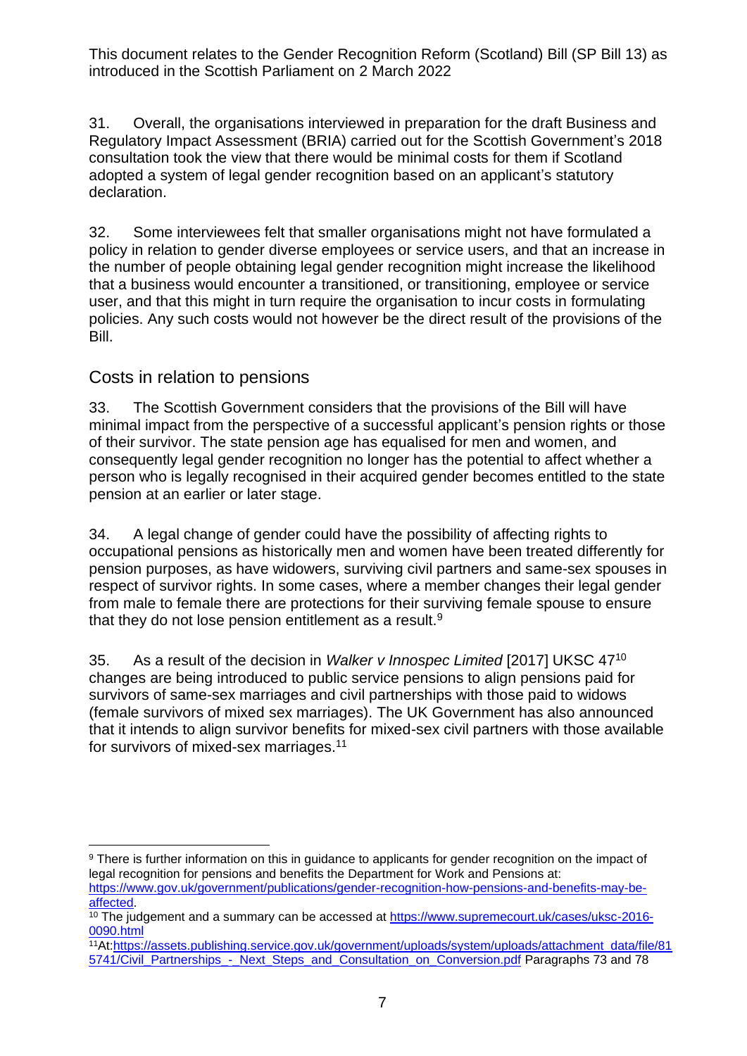This document relates to the Gender Recognition Reform (Scotland) Bill (SP Bill 13) as introduced in the Scottish Parliament on 2 March 2022

31. Overall, the organisations interviewed in preparation for the draft Business and Regulatory Impact Assessment (BRIA) carried out for the Scottish Government's 2018 consultation took the view that there would be minimal costs for them if Scotland adopted a system of legal gender recognition based on an applicant's statutory declaration.

32. Some interviewees felt that smaller organisations might not have formulated a policy in relation to gender diverse employees or service users, and that an increase in the number of people obtaining legal gender recognition might increase the likelihood that a business would encounter a transitioned, or transitioning, employee or service user, and that this might in turn require the organisation to incur costs in formulating policies. Any such costs would not however be the direct result of the provisions of the Bill.

## Costs in relation to pensions

33. The Scottish Government considers that the provisions of the Bill will have minimal impact from the perspective of a successful applicant's pension rights or those of their survivor. The state pension age has equalised for men and women, and consequently legal gender recognition no longer has the potential to affect whether a person who is legally recognised in their acquired gender becomes entitled to the state pension at an earlier or later stage.

34. A legal change of gender could have the possibility of affecting rights to occupational pensions as historically men and women have been treated differently for pension purposes, as have widowers, surviving civil partners and same-sex spouses in respect of survivor rights. In some cases, where a member changes their legal gender from male to female there are protections for their surviving female spouse to ensure that they do not lose pension entitlement as a result.[9]

35. As a result of the decision in *Walker v Innospec Limited* [2017] UKSC 47[10] changes are being introduced to public service pensions to align pensions paid for survivors of same-sex marriages and civil partnerships with those paid to widows (female survivors of mixed sex marriages). The UK Government has also announced that it intends to align survivor benefits for mixed-sex civil partners with those available for survivors of mixed-sex marriages.[11]

---

[9] There is further information on this in guidance to applicants for gender recognition on the impact of legal recognition for pensions and benefits the Department for Work and Pensions at: https://www.gov.uk/government/publications/gender-recognition-how-pensions-and-benefits-may-be-affected.

[10] The judgement and a summary can be accessed at https://www.supremecourt.uk/cases/uksc-2016-0090.html

[11] At:https://assets.publishing.service.gov.uk/government/uploads/system/uploads/attachment_data/file/815741/Civil_Partnerships_-_Next_Steps_and_Consultation_on_Conversion.pdf Paragraphs 73 and 78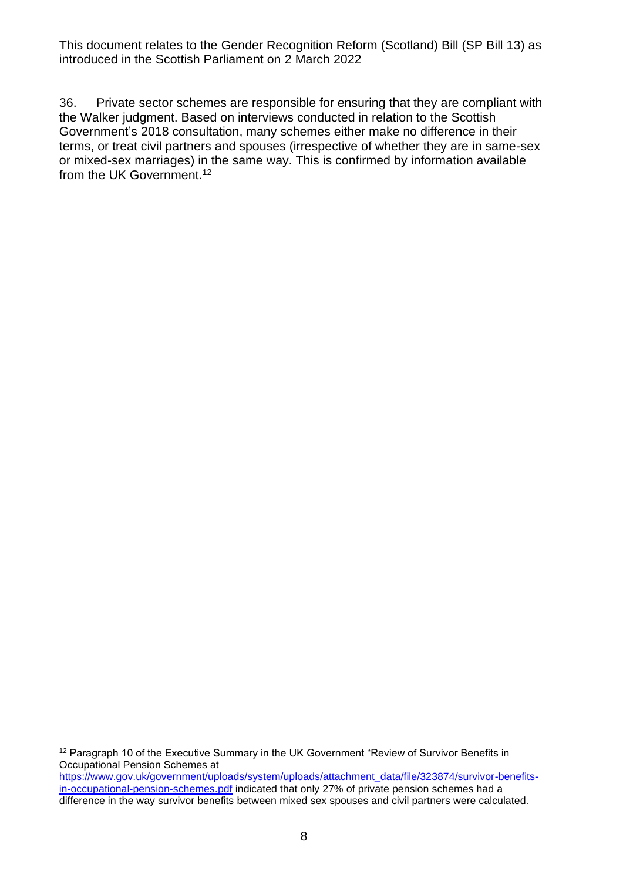36. Private sector schemes are responsible for ensuring that they are compliant with the Walker judgment. Based on interviews conducted in relation to the Scottish Government's 2018 consultation, many schemes either make no difference in their terms, or treat civil partners and spouses (irrespective of whether they are in same-sex or mixed-sex marriages) in the same way. This is confirmed by information available from the UK Government.[12]

---

[12] Paragraph 10 of the Executive Summary in the UK Government "Review of Survivor Benefits in Occupational Pension Schemes at https://www.gov.uk/government/uploads/system/uploads/attachment_data/file/323874/survivor-benefits-in-occupational-pension-schemes.pdf indicated that only 27% of private pension schemes had a difference in the way survivor benefits between mixed sex spouses and civil partners were calculated.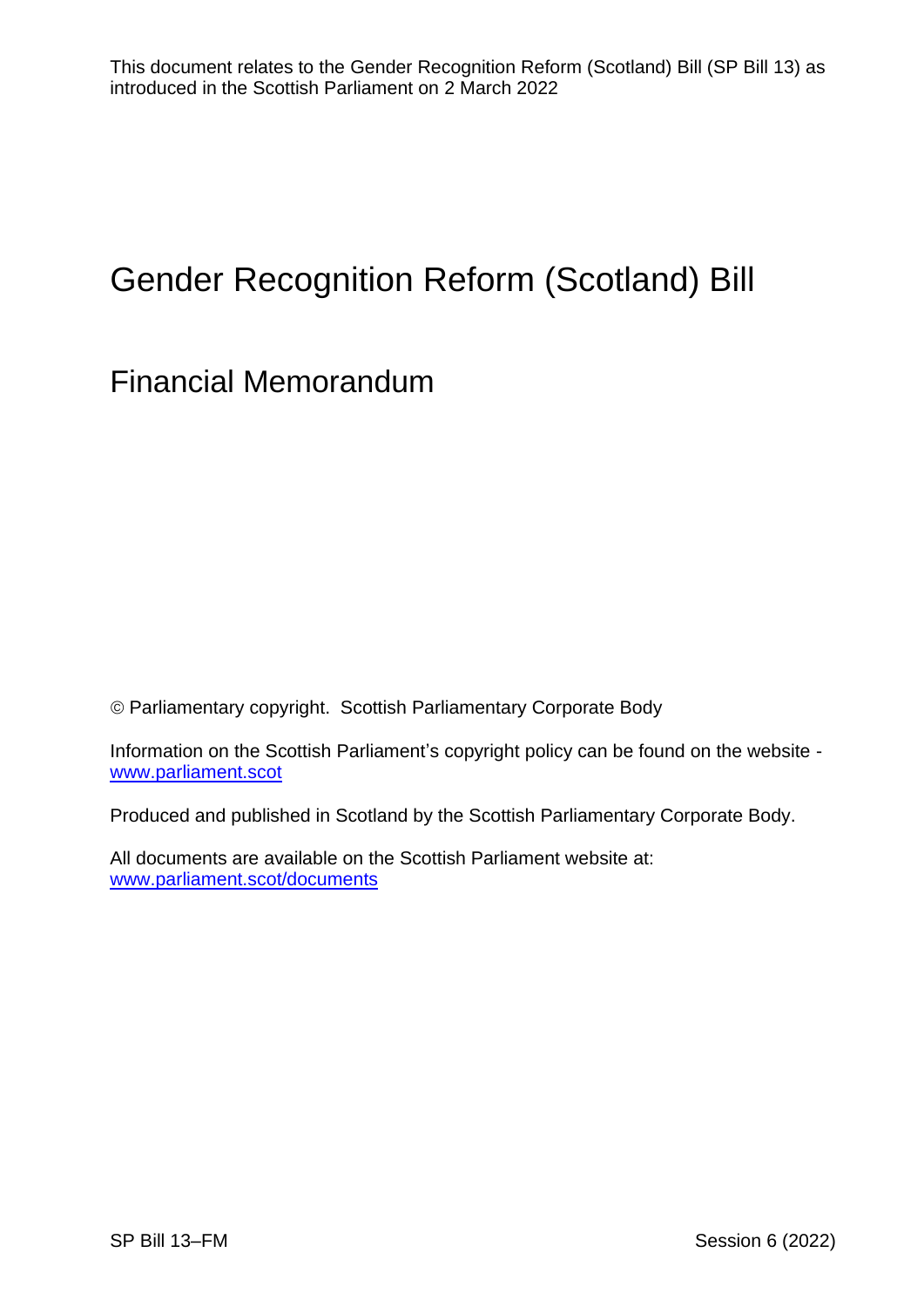This document relates to the Gender Recognition Reform (Scotland) Bill (SP Bill 13) as introduced in the Scottish Parliament on 2 March 2022

# Gender Recognition Reform (Scotland) Bill

## Financial Memorandum

© Parliamentary copyright. Scottish Parliamentary Corporate Body

Information on the Scottish Parliament's copyright policy can be found on the website - [www.parliament.scot](www.parliament.scot)

Produced and published in Scotland by the Scottish Parliamentary Corporate Body.

All documents are available on the Scottish Parliament website at: [www.parliament.scot/documents](www.parliament.scot/documents)

SP Bill 13–FM Session 6 (2022)